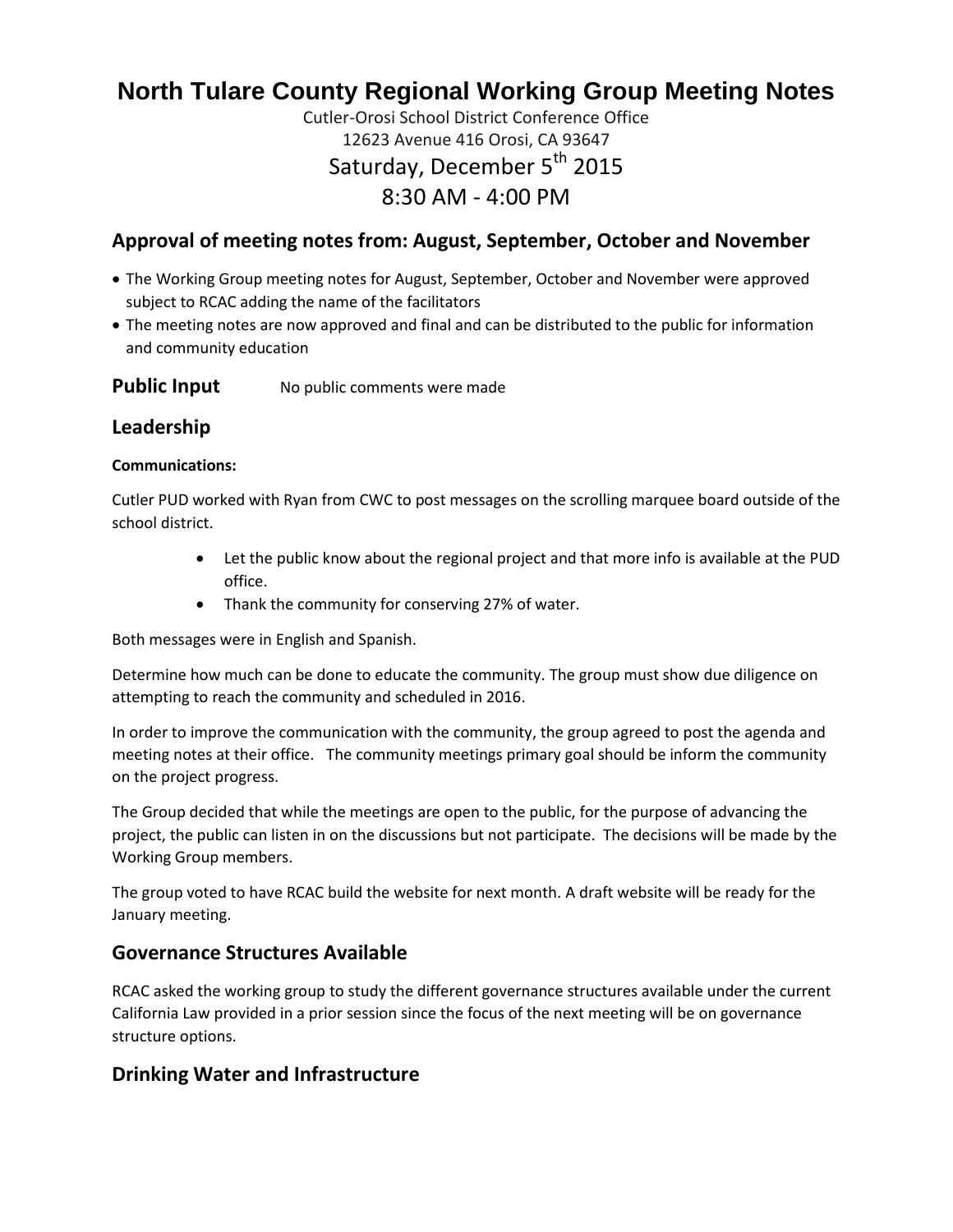# North Tulare County Regional Working Group Meeting Notes

Cutler-Orosi School District Conference Office
12623 Avenue 416 Orosi, CA 93647
Saturday, December 5th 2015
8:30 AM - 4:00 PM

## Approval of meeting notes from: August, September, October and November

- The Working Group meeting notes for August, September, October and November were approved subject to RCAC adding the name of the facilitators
- The meeting notes are now approved and final and can be distributed to the public for information and community education

## Public Input

No public comments were made

## Leadership

**Communications:**

Cutler PUD worked with Ryan from CWC to post messages on the scrolling marquee board outside of the school district.

- Let the public know about the regional project and that more info is available at the PUD office.
- Thank the community for conserving 27% of water.

Both messages were in English and Spanish.

Determine how much can be done to educate the community. The group must show due diligence on attempting to reach the community and scheduled in 2016.

In order to improve the communication with the community, the group agreed to post the agenda and meeting notes at their office. The community meetings primary goal should be inform the community on the project progress.

The Group decided that while the meetings are open to the public, for the purpose of advancing the project, the public can listen in on the discussions but not participate. The decisions will be made by the Working Group members.

The group voted to have RCAC build the website for next month. A draft website will be ready for the January meeting.

## Governance Structures Available

RCAC asked the working group to study the different governance structures available under the current California Law provided in a prior session since the focus of the next meeting will be on governance structure options.

## Drinking Water and Infrastructure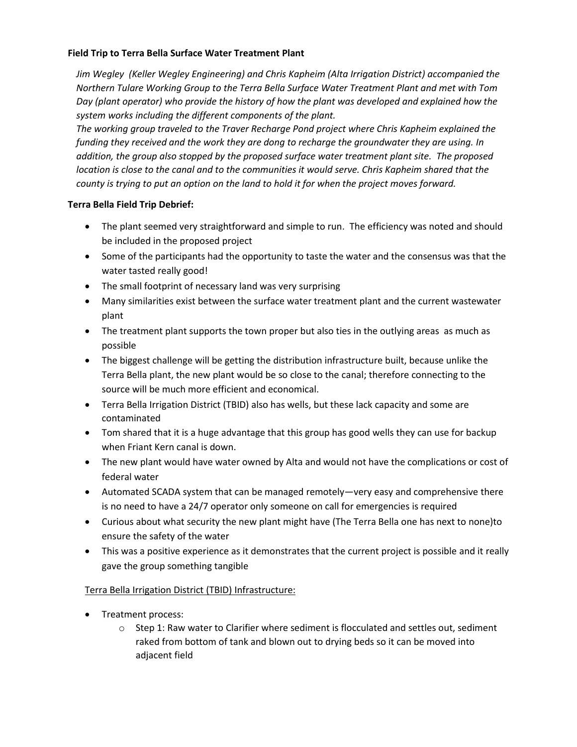**Field Trip to Terra Bella Surface Water Treatment Plant**

*Jim Wegley (Keller Wegley Engineering) and Chris Kapheim (Alta Irrigation District) accompanied the Northern Tulare Working Group to the Terra Bella Surface Water Treatment Plant and met with Tom Day (plant operator) who provide the history of how the plant was developed and explained how the system works including the different components of the plant.*

*The working group traveled to the Traver Recharge Pond project where Chris Kapheim explained the funding they received and the work they are dong to recharge the groundwater they are using. In addition, the group also stopped by the proposed surface water treatment plant site. The proposed location is close to the canal and to the communities it would serve. Chris Kapheim shared that the county is trying to put an option on the land to hold it for when the project moves forward.*

**Terra Bella Field Trip Debrief:**

- The plant seemed very straightforward and simple to run. The efficiency was noted and should be included in the proposed project
- Some of the participants had the opportunity to taste the water and the consensus was that the water tasted really good!
- The small footprint of necessary land was very surprising
- Many similarities exist between the surface water treatment plant and the current wastewater plant
- The treatment plant supports the town proper but also ties in the outlying areas as much as possible
- The biggest challenge will be getting the distribution infrastructure built, because unlike the Terra Bella plant, the new plant would be so close to the canal; therefore connecting to the source will be much more efficient and economical.
- Terra Bella Irrigation District (TBID) also has wells, but these lack capacity and some are contaminated
- Tom shared that it is a huge advantage that this group has good wells they can use for backup when Friant Kern canal is down.
- The new plant would have water owned by Alta and would not have the complications or cost of federal water
- Automated SCADA system that can be managed remotely—very easy and comprehensive there is no need to have a 24/7 operator only someone on call for emergencies is required
- Curious about what security the new plant might have (The Terra Bella one has next to none)to ensure the safety of the water
- This was a positive experience as it demonstrates that the current project is possible and it really gave the group something tangible

<u>Terra Bella Irrigation District (TBID) Infrastructure:</u>

- Treatment process:
  - Step 1: Raw water to Clarifier where sediment is flocculated and settles out, sediment raked from bottom of tank and blown out to drying beds so it can be moved into adjacent field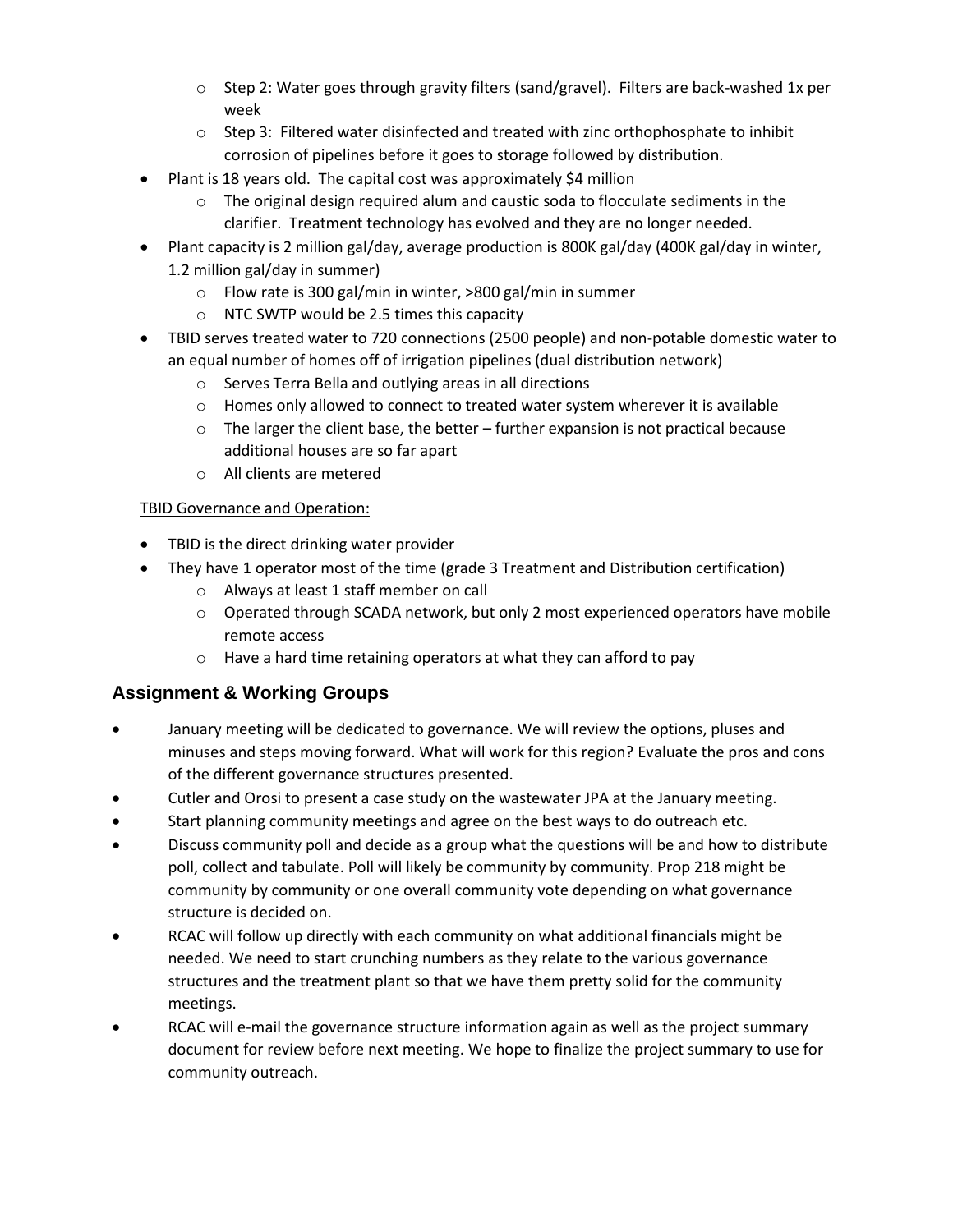- Step 2: Water goes through gravity filters (sand/gravel). Filters are back-washed 1x per week
  - Step 3: Filtered water disinfected and treated with zinc orthophosphate to inhibit corrosion of pipelines before it goes to storage followed by distribution.
- Plant is 18 years old. The capital cost was approximately $4 million
  - The original design required alum and caustic soda to flocculate sediments in the clarifier. Treatment technology has evolved and they are no longer needed.
- Plant capacity is 2 million gal/day, average production is 800K gal/day (400K gal/day in winter, 1.2 million gal/day in summer)
  - Flow rate is 300 gal/min in winter, >800 gal/min in summer
  - NTC SWTP would be 2.5 times this capacity
- TBID serves treated water to 720 connections (2500 people) and non-potable domestic water to an equal number of homes off of irrigation pipelines (dual distribution network)
  - Serves Terra Bella and outlying areas in all directions
  - Homes only allowed to connect to treated water system wherever it is available
  - The larger the client base, the better – further expansion is not practical because additional houses are so far apart
  - All clients are metered

TBID Governance and Operation:

- TBID is the direct drinking water provider
- They have 1 operator most of the time (grade 3 Treatment and Distribution certification)
  - Always at least 1 staff member on call
  - Operated through SCADA network, but only 2 most experienced operators have mobile remote access
  - Have a hard time retaining operators at what they can afford to pay

## Assignment & Working Groups

- January meeting will be dedicated to governance. We will review the options, pluses and minuses and steps moving forward. What will work for this region? Evaluate the pros and cons of the different governance structures presented.
- Cutler and Orosi to present a case study on the wastewater JPA at the January meeting.
- Start planning community meetings and agree on the best ways to do outreach etc.
- Discuss community poll and decide as a group what the questions will be and how to distribute poll, collect and tabulate. Poll will likely be community by community. Prop 218 might be community by community or one overall community vote depending on what governance structure is decided on.
- RCAC will follow up directly with each community on what additional financials might be needed. We need to start crunching numbers as they relate to the various governance structures and the treatment plant so that we have them pretty solid for the community meetings.
- RCAC will e-mail the governance structure information again as well as the project summary document for review before next meeting. We hope to finalize the project summary to use for community outreach.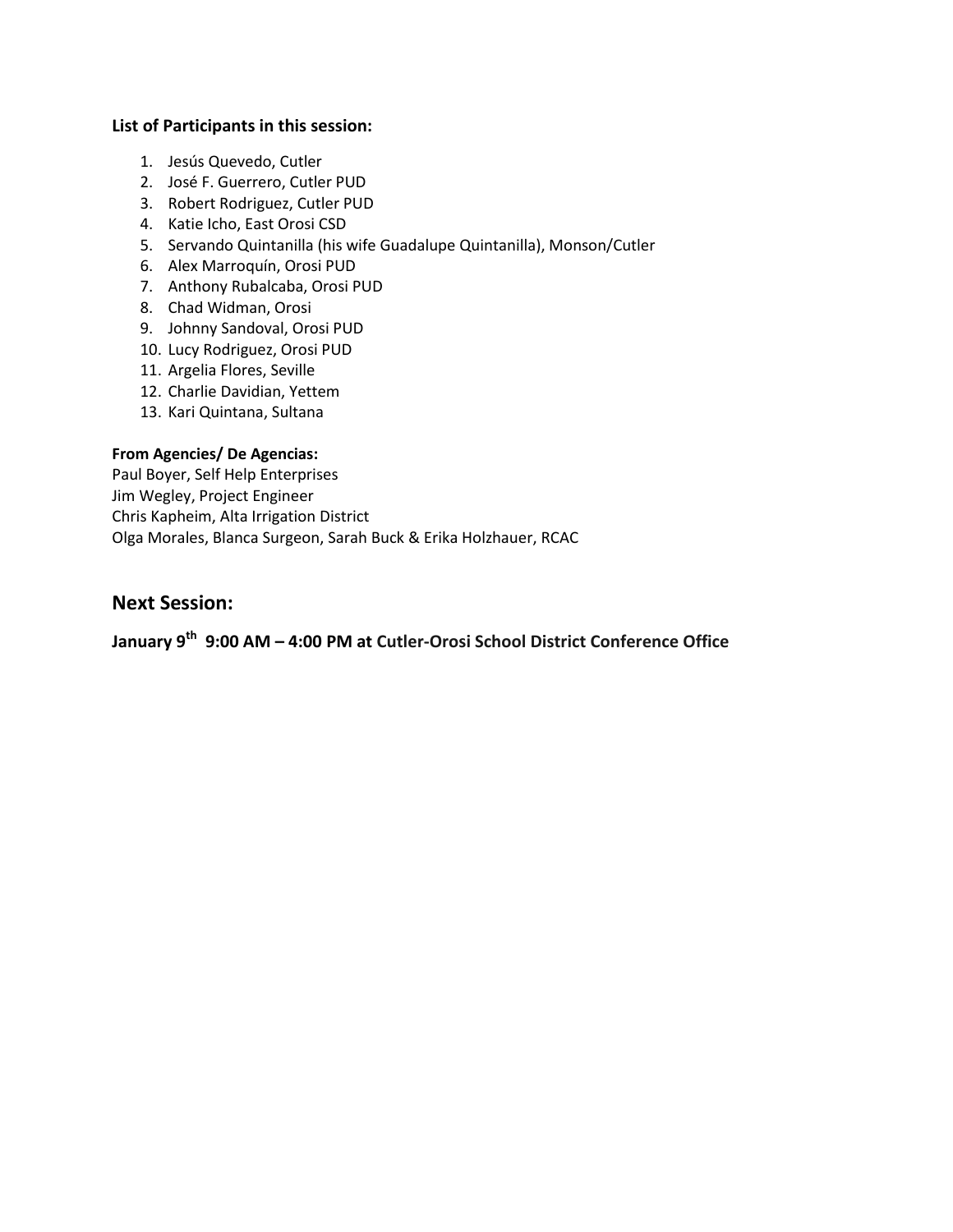**List of Participants in this session:**

1. Jesús Quevedo, Cutler
2. José F. Guerrero, Cutler PUD
3. Robert Rodriguez, Cutler PUD
4. Katie Icho, East Orosi CSD
5. Servando Quintanilla (his wife Guadalupe Quintanilla), Monson/Cutler
6. Alex Marroquín, Orosi PUD
7. Anthony Rubalcaba, Orosi PUD
8. Chad Widman, Orosi
9. Johnny Sandoval, Orosi PUD
10. Lucy Rodriguez, Orosi PUD
11. Argelia Flores, Seville
12. Charlie Davidian, Yettem
13. Kari Quintana, Sultana

**From Agencies/ De Agencias:**

Paul Boyer, Self Help Enterprises
Jim Wegley, Project Engineer
Chris Kapheim, Alta Irrigation District
Olga Morales, Blanca Surgeon, Sarah Buck & Erika Holzhauer, RCAC

## Next Session:

**January 9th 9:00 AM – 4:00 PM at Cutler-Orosi School District Conference Office**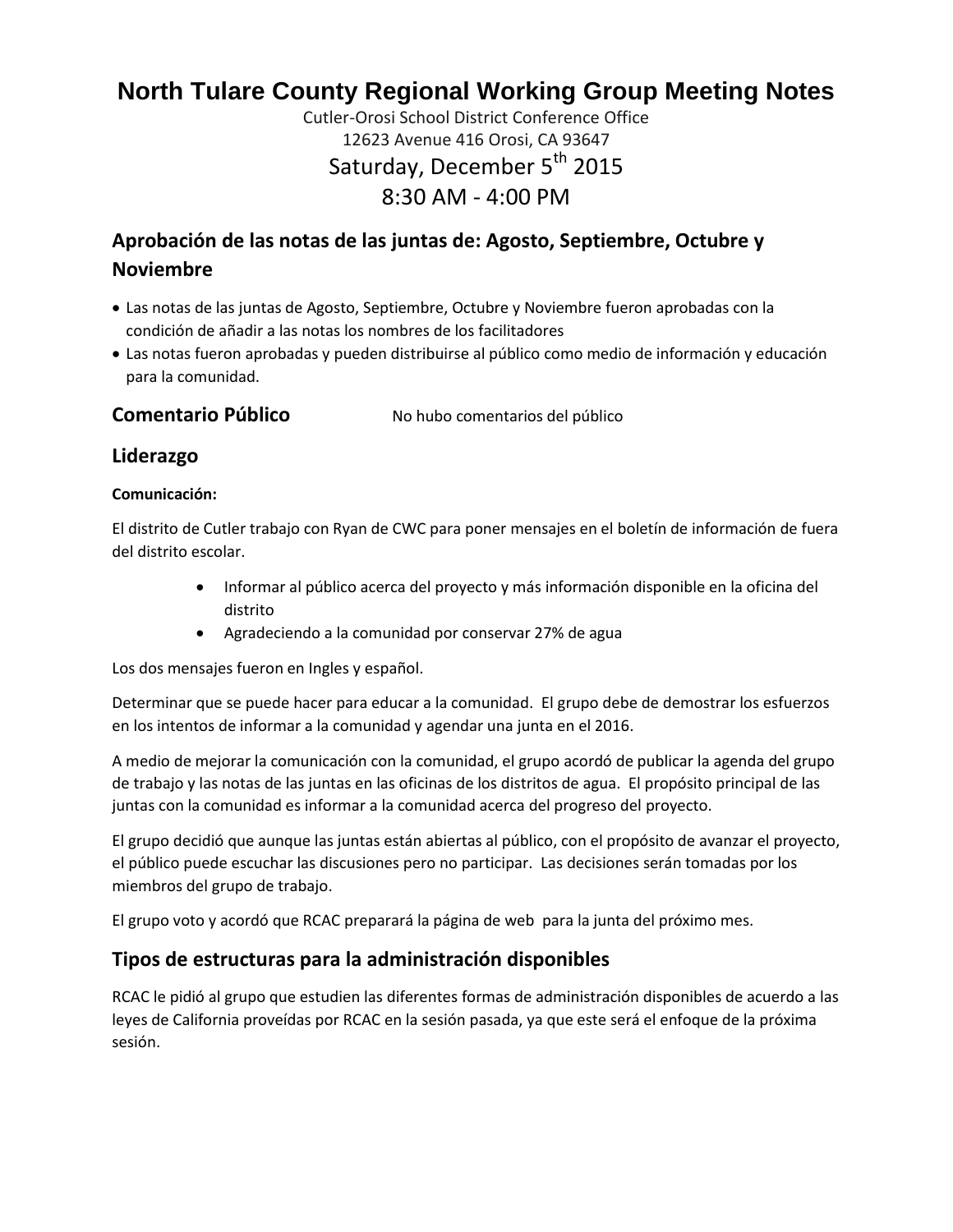# North Tulare County Regional Working Group Meeting Notes

Cutler-Orosi School District Conference Office
12623 Avenue 416 Orosi, CA 93647
Saturday, December 5th 2015
8:30 AM - 4:00 PM

## Aprobación de las notas de las juntas de: Agosto, Septiembre, Octubre y Noviembre

- Las notas de las juntas de Agosto, Septiembre, Octubre y Noviembre fueron aprobadas con la condición de añadir a las notas los nombres de los facilitadores
- Las notas fueron aprobadas y pueden distribuirse al público como medio de información y educación para la comunidad.

## Comentario Público

No hubo comentarios del público

## Liderazgo

**Comunicación:**

El distrito de Cutler trabajo con Ryan de CWC para poner mensajes en el boletín de información de fuera del distrito escolar.

- Informar al público acerca del proyecto y más información disponible en la oficina del distrito
- Agradeciendo a la comunidad por conservar 27% de agua

Los dos mensajes fueron en Ingles y español.

Determinar que se puede hacer para educar a la comunidad. El grupo debe de demostrar los esfuerzos en los intentos de informar a la comunidad y agendar una junta en el 2016.

A medio de mejorar la comunicación con la comunidad, el grupo acordó de publicar la agenda del grupo de trabajo y las notas de las juntas en las oficinas de los distritos de agua. El propósito principal de las juntas con la comunidad es informar a la comunidad acerca del progreso del proyecto.

El grupo decidió que aunque las juntas están abiertas al público, con el propósito de avanzar el proyecto, el público puede escuchar las discusiones pero no participar. Las decisiones serán tomadas por los miembros del grupo de trabajo.

El grupo voto y acordó que RCAC preparará la página de web para la junta del próximo mes.

## Tipos de estructuras para la administración disponibles

RCAC le pidió al grupo que estudien las diferentes formas de administración disponibles de acuerdo a las leyes de California proveídas por RCAC en la sesión pasada, ya que este será el enfoque de la próxima sesión.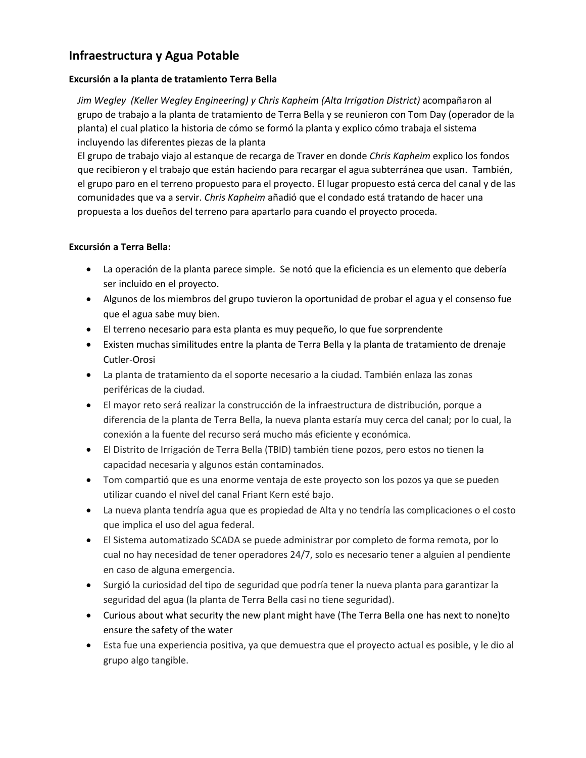## Infraestructura y Agua Potable

### Excursión a la planta de tratamiento Terra Bella

*Jim Wegley (Keller Wegley Engineering) y Chris Kapheim (Alta Irrigation District)* acompañaron al grupo de trabajo a la planta de tratamiento de Terra Bella y se reunieron con Tom Day (operador de la planta) el cual platico la historia de cómo se formó la planta y explico cómo trabaja el sistema incluyendo las diferentes piezas de la planta

El grupo de trabajo viajo al estanque de recarga de Traver en donde *Chris Kapheim* explico los fondos que recibieron y el trabajo que están haciendo para recargar el agua subterránea que usan. También, el grupo paro en el terreno propuesto para el proyecto. El lugar propuesto está cerca del canal y de las comunidades que va a servir. *Chris Kapheim* añadió que el condado está tratando de hacer una propuesta a los dueños del terreno para apartarlo para cuando el proyecto proceda.

### Excursión a Terra Bella:

- La operación de la planta parece simple. Se notó que la eficiencia es un elemento que debería ser incluido en el proyecto.
- Algunos de los miembros del grupo tuvieron la oportunidad de probar el agua y el consenso fue que el agua sabe muy bien.
- El terreno necesario para esta planta es muy pequeño, lo que fue sorprendente
- Existen muchas similitudes entre la planta de Terra Bella y la planta de tratamiento de drenaje Cutler-Orosi
- La planta de tratamiento da el soporte necesario a la ciudad. También enlaza las zonas periféricas de la ciudad.
- El mayor reto será realizar la construcción de la infraestructura de distribución, porque a diferencia de la planta de Terra Bella, la nueva planta estaría muy cerca del canal; por lo cual, la conexión a la fuente del recurso será mucho más eficiente y económica.
- El Distrito de Irrigación de Terra Bella (TBID) también tiene pozos, pero estos no tienen la capacidad necesaria y algunos están contaminados.
- Tom compartió que es una enorme ventaja de este proyecto son los pozos ya que se pueden utilizar cuando el nivel del canal Friant Kern esté bajo.
- La nueva planta tendría agua que es propiedad de Alta y no tendría las complicaciones o el costo que implica el uso del agua federal.
- El Sistema automatizado SCADA se puede administrar por completo de forma remota, por lo cual no hay necesidad de tener operadores 24/7, solo es necesario tener a alguien al pendiente en caso de alguna emergencia.
- Surgió la curiosidad del tipo de seguridad que podría tener la nueva planta para garantizar la seguridad del agua (la planta de Terra Bella casi no tiene seguridad).
- Curious about what security the new plant might have (The Terra Bella one has next to none)to ensure the safety of the water
- Esta fue una experiencia positiva, ya que demuestra que el proyecto actual es posible, y le dio al grupo algo tangible.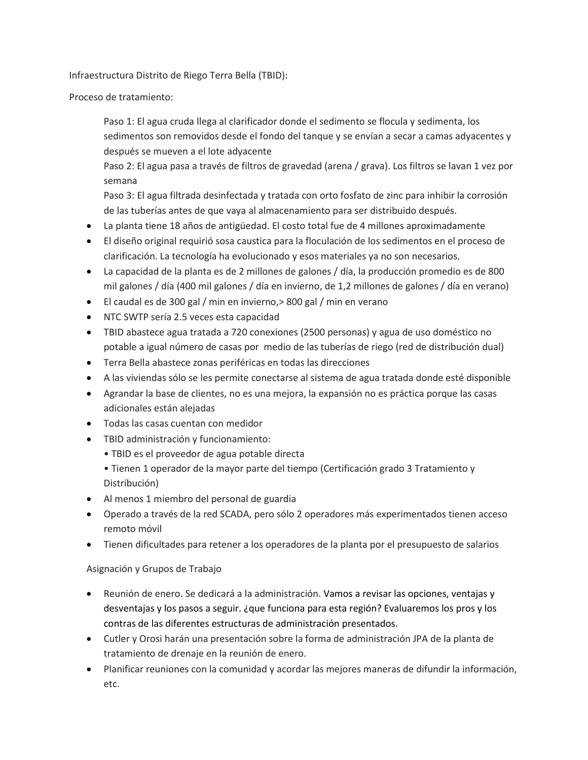Infraestructura Distrito de Riego Terra Bella (TBID):

Proceso de tratamiento:

> Paso 1: El agua cruda llega al clarificador donde el sedimento se flocula y sedimenta, los sedimentos son removidos desde el fondo del tanque y se envían a secar a camas adyacentes y después se mueven a el lote adyacente
> Paso 2: El agua pasa a través de filtros de gravedad (arena / grava). Los filtros se lavan 1 vez por semana
> Paso 3: El agua filtrada desinfectada y tratada con orto fosfato de zinc para inhibir la corrosión de las tuberías antes de que vaya al almacenamiento para ser distribuido después.

- La planta tiene 18 años de antigüedad. El costo total fue de 4 millones aproximadamente
- El diseño original requirió sosa caustica para la floculación de los sedimentos en el proceso de clarificación. La tecnología ha evolucionado y esos materiales ya no son necesarios.
- La capacidad de la planta es de 2 millones de galones / día, la producción promedio es de 800 mil galones / día (400 mil galones / día en invierno, de 1,2 millones de galones / día en verano)
- El caudal es de 300 gal / min en invierno,> 800 gal / min en verano
- NTC SWTP sería 2.5 veces esta capacidad
- TBID abastece agua tratada a 720 conexiones (2500 personas) y agua de uso doméstico no potable a igual número de casas por medio de las tuberías de riego (red de distribución dual)
- Terra Bella abastece zonas periféricas en todas las direcciones
- A las viviendas sólo se les permite conectarse al sistema de agua tratada donde esté disponible
- Agrandar la base de clientes, no es una mejora, la expansión no es práctica porque las casas adicionales están alejadas
- Todas las casas cuentan con medidor
- TBID administración y funcionamiento:
  - TBID es el proveedor de agua potable directa
  - Tienen 1 operador de la mayor parte del tiempo (Certificación grado 3 Tratamiento y Distribución)
- Al menos 1 miembro del personal de guardia
- Operado a través de la red SCADA, pero sólo 2 operadores más experimentados tienen acceso remoto móvil
- Tienen dificultades para retener a los operadores de la planta por el presupuesto de salarios

Asignación y Grupos de Trabajo

- Reunión de enero. Se dedicará a la administración. Vamos a revisar las opciones, ventajas y desventajas y los pasos a seguir. ¿que funciona para esta región? Evaluaremos los pros y los contras de las diferentes estructuras de administración presentados.
- Cutler y Orosi harán una presentación sobre la forma de administración JPA de la planta de tratamiento de drenaje en la reunión de enero.
- Planificar reuniones con la comunidad y acordar las mejores maneras de difundir la información, etc.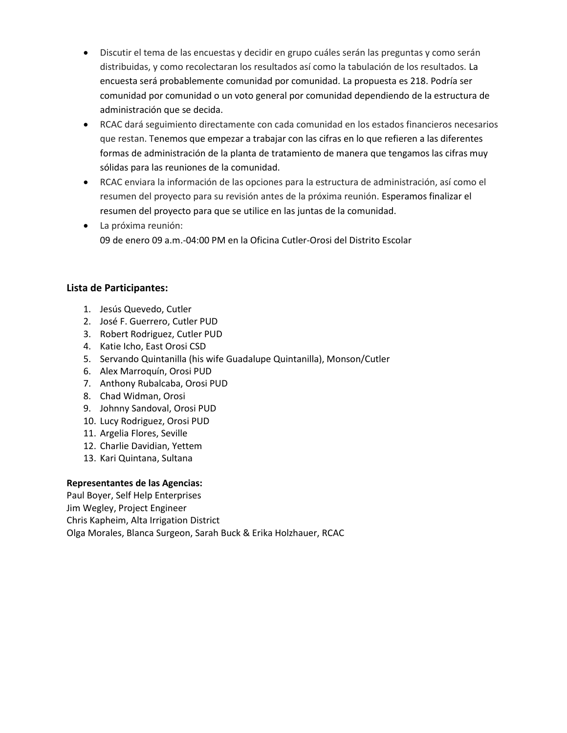- Discutir el tema de las encuestas y decidir en grupo cuáles serán las preguntas y como serán distribuidas, y como recolectaran los resultados así como la tabulación de los resultados. La encuesta será probablemente comunidad por comunidad. La propuesta es 218. Podría ser comunidad por comunidad o un voto general por comunidad dependiendo de la estructura de administración que se decida.
- RCAC dará seguimiento directamente con cada comunidad en los estados financieros necesarios que restan. Tenemos que empezar a trabajar con las cifras en lo que refieren a las diferentes formas de administración de la planta de tratamiento de manera que tengamos las cifras muy sólidas para las reuniones de la comunidad.
- RCAC enviara la información de las opciones para la estructura de administración, así como el resumen del proyecto para su revisión antes de la próxima reunión. Esperamos finalizar el resumen del proyecto para que se utilice en las juntas de la comunidad.
- La próxima reunión:
  09 de enero 09 a.m.-04:00 PM en la Oficina Cutler-Orosi del Distrito Escolar

### Lista de Participantes:

1. Jesús Quevedo, Cutler
2. José F. Guerrero, Cutler PUD
3. Robert Rodriguez, Cutler PUD
4. Katie Icho, East Orosi CSD
5. Servando Quintanilla (his wife Guadalupe Quintanilla), Monson/Cutler
6. Alex Marroquín, Orosi PUD
7. Anthony Rubalcaba, Orosi PUD
8. Chad Widman, Orosi
9. Johnny Sandoval, Orosi PUD
10. Lucy Rodriguez, Orosi PUD
11. Argelia Flores, Seville
12. Charlie Davidian, Yettem
13. Kari Quintana, Sultana

**Representantes de las Agencias:**
Paul Boyer, Self Help Enterprises
Jim Wegley, Project Engineer
Chris Kapheim, Alta Irrigation District
Olga Morales, Blanca Surgeon, Sarah Buck & Erika Holzhauer, RCAC